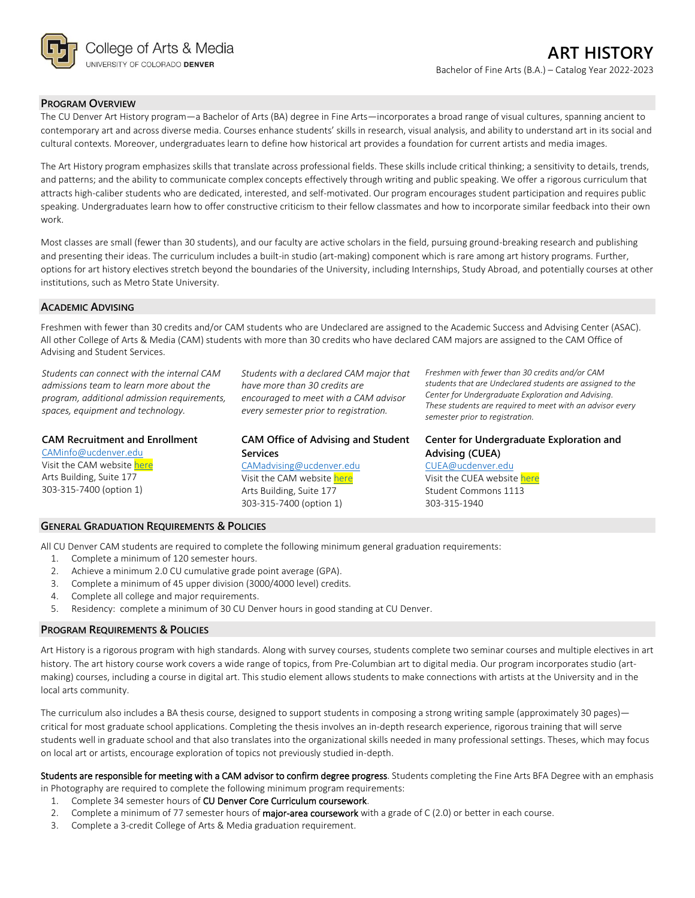College of Arts & Media
UNIVERSITY OF COLORADO DENVER

# ART HISTORY

Bachelor of Fine Arts (B.A.) – Catalog Year 2022-2023

## PROGRAM OVERVIEW

The CU Denver Art History program—a Bachelor of Arts (BA) degree in Fine Arts—incorporates a broad range of visual cultures, spanning ancient to contemporary art and across diverse media. Courses enhance students' skills in research, visual analysis, and ability to understand art in its social and cultural contexts. Moreover, undergraduates learn to define how historical art provides a foundation for current artists and media images.

The Art History program emphasizes skills that translate across professional fields. These skills include critical thinking; a sensitivity to details, trends, and patterns; and the ability to communicate complex concepts effectively through writing and public speaking. We offer a rigorous curriculum that attracts high-caliber students who are dedicated, interested, and self-motivated. Our program encourages student participation and requires public speaking. Undergraduates learn how to offer constructive criticism to their fellow classmates and how to incorporate similar feedback into their own work.

Most classes are small (fewer than 30 students), and our faculty are active scholars in the field, pursuing ground-breaking research and publishing and presenting their ideas. The curriculum includes a built-in studio (art-making) component which is rare among art history programs. Further, options for art history electives stretch beyond the boundaries of the University, including Internships, Study Abroad, and potentially courses at other institutions, such as Metro State University.

## ACADEMIC ADVISING

Freshmen with fewer than 30 credits and/or CAM students who are Undeclared are assigned to the Academic Success and Advising Center (ASAC). All other College of Arts & Media (CAM) students with more than 30 credits who have declared CAM majors are assigned to the CAM Office of Advising and Student Services.

*Students can connect with the internal CAM admissions team to learn more about the program, additional admission requirements, spaces, equipment and technology.*

**CAM Recruitment and Enrollment**
CAMinfo@ucdenver.edu
Visit the CAM website here
Arts Building, Suite 177
303-315-7400 (option 1)

*Students with a declared CAM major that have more than 30 credits are encouraged to meet with a CAM advisor every semester prior to registration.*

**CAM Office of Advising and Student Services**
CAMadvising@ucdenver.edu
Visit the CAM website here
Arts Building, Suite 177
303-315-7400 (option 1)

*Freshmen with fewer than 30 credits and/or CAM students that are Undeclared students are assigned to the Center for Undergraduate Exploration and Advising. These students are required to meet with an advisor every semester prior to registration.*

**Center for Undergraduate Exploration and Advising (CUEA)**
CUEA@ucdenver.edu
Visit the CUEA website here
Student Commons 1113
303-315-1940

## GENERAL GRADUATION REQUIREMENTS & POLICIES

All CU Denver CAM students are required to complete the following minimum general graduation requirements:

1. Complete a minimum of 120 semester hours.
2. Achieve a minimum 2.0 CU cumulative grade point average (GPA).
3. Complete a minimum of 45 upper division (3000/4000 level) credits.
4. Complete all college and major requirements.
5. Residency: complete a minimum of 30 CU Denver hours in good standing at CU Denver.

## PROGRAM REQUIREMENTS & POLICIES

Art History is a rigorous program with high standards. Along with survey courses, students complete two seminar courses and multiple electives in art history. The art history course work covers a wide range of topics, from Pre-Columbian art to digital media. Our program incorporates studio (art-making) courses, including a course in digital art. This studio element allows students to make connections with artists at the University and in the local arts community.

The curriculum also includes a BA thesis course, designed to support students in composing a strong writing sample (approximately 30 pages)—critical for most graduate school applications. Completing the thesis involves an in-depth research experience, rigorous training that will serve students well in graduate school and that also translates into the organizational skills needed in many professional settings. Theses, which may focus on local art or artists, encourage exploration of topics not previously studied in-depth.

**Students are responsible for meeting with a CAM advisor to confirm degree progress**. Students completing the Fine Arts BFA Degree with an emphasis in Photography are required to complete the following minimum program requirements:

1. Complete 34 semester hours of CU Denver Core Curriculum coursework.
2. Complete a minimum of 77 semester hours of major-area coursework with a grade of C (2.0) or better in each course.
3. Complete a 3-credit College of Arts & Media graduation requirement.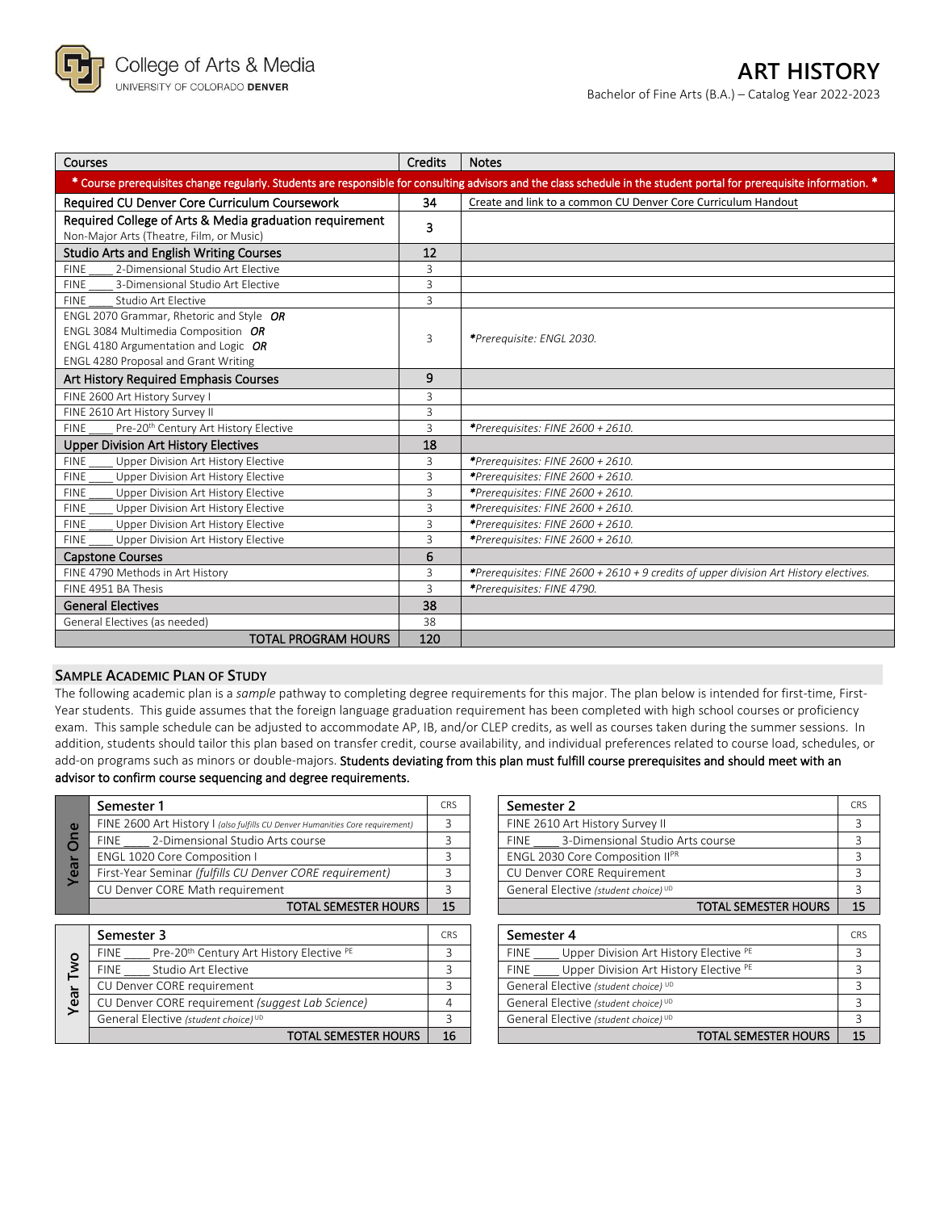College of Arts & Media
UNIVERSITY OF COLORADO DENVER

# ART HISTORY

Bachelor of Fine Arts (B.A.) – Catalog Year 2022-2023

| Courses | Credits | Notes |
|---|---|---|
| * Course prerequisites change regularly. Students are responsible for consulting advisors and the class schedule in the student portal for prerequisite information. * | | |
| **Required CU Denver Core Curriculum Coursework** | **34** | Create and link to a common CU Denver Core Curriculum Handout |
| **Required College of Arts & Media graduation requirement** Non-Major Arts (Theatre, Film, or Music) | **3** | |
| **Studio Arts and English Writing Courses** | **12** | |
| FINE ____ 2-Dimensional Studio Art Elective | 3 | |
| FINE ____ 3-Dimensional Studio Art Elective | 3 | |
| FINE ____ Studio Art Elective | 3 | |
| ENGL 2070 Grammar, Rhetoric and Style ***OR*** ENGL 3084 Multimedia Composition ***OR*** ENGL 4180 Argumentation and Logic ***OR*** ENGL 4280 Proposal and Grant Writing | 3 | **\***Prerequisite: ENGL 2030.* |
| **Art History Required Emphasis Courses** | **9** | |
| FINE 2600 Art History Survey I | 3 | |
| FINE 2610 Art History Survey II | 3 | |
| FINE ____ Pre-20th Century Art History Elective | 3 | **\***Prerequisites: FINE 2600 + 2610.* |
| **Upper Division Art History Electives** | **18** | |
| FINE ____ Upper Division Art History Elective | 3 | **\***Prerequisites: FINE 2600 + 2610.* |
| FINE ____ Upper Division Art History Elective | 3 | **\***Prerequisites: FINE 2600 + 2610.* |
| FINE ____ Upper Division Art History Elective | 3 | **\***Prerequisites: FINE 2600 + 2610.* |
| FINE ____ Upper Division Art History Elective | 3 | **\***Prerequisites: FINE 2600 + 2610.* |
| FINE ____ Upper Division Art History Elective | 3 | **\***Prerequisites: FINE 2600 + 2610.* |
| FINE ____ Upper Division Art History Elective | 3 | **\***Prerequisites: FINE 2600 + 2610.* |
| **Capstone Courses** | **6** | |
| FINE 4790 Methods in Art History | 3 | **\***Prerequisites: FINE 2600 + 2610 + 9 credits of upper division Art History electives.* |
| FINE 4951 BA Thesis | 3 | **\***Prerequisites: FINE 4790.* |
| **General Electives** | **38** | |
| General Electives (as needed) | 38 | |
| **TOTAL PROGRAM HOURS** | **120** | |

## SAMPLE ACADEMIC PLAN OF STUDY

The following academic plan is a *sample* pathway to completing degree requirements for this major. The plan below is intended for first-time, First-Year students. This guide assumes that the foreign language graduation requirement has been completed with high school courses or proficiency exam. This sample schedule can be adjusted to accommodate AP, IB, and/or CLEP credits, as well as courses taken during the summer sessions. In addition, students should tailor this plan based on transfer credit, course availability, and individual preferences related to course load, schedules, or add-on programs such as minors or double-majors. **Students deviating from this plan must fulfill course prerequisites and should meet with an advisor to confirm course sequencing and degree requirements.**

### Year One

| Semester 1 | CRS |
|---|---|
| FINE 2600 Art History I *(also fulfills CU Denver Humanities Core requirement)* | 3 |
| FINE ____ 2-Dimensional Studio Arts course | 3 |
| ENGL 1020 Core Composition I | 3 |
| First-Year Seminar *(fulfills CU Denver CORE requirement)* | 3 |
| CU Denver CORE Math requirement | 3 |
| **TOTAL SEMESTER HOURS** | **15** |

| Semester 2 | CRS |
|---|---|
| FINE 2610 Art History Survey II | 3 |
| FINE ____ 3-Dimensional Studio Arts course | 3 |
| ENGL 2030 Core Composition II[PR] | 3 |
| CU Denver CORE Requirement | 3 |
| General Elective *(student choice)* [UD] | 3 |
| **TOTAL SEMESTER HOURS** | **15** |

### Year Two

| Semester 3 | CRS |
|---|---|
| FINE ____ Pre-20th Century Art History Elective [PE] | 3 |
| FINE ____ Studio Art Elective | 3 |
| CU Denver CORE requirement | 3 |
| CU Denver CORE requirement *(suggest Lab Science)* | 4 |
| General Elective *(student choice)* [UD] | 3 |
| **TOTAL SEMESTER HOURS** | **16** |

| Semester 4 | CRS |
|---|---|
| FINE ____ Upper Division Art History Elective [PE] | 3 |
| FINE ____ Upper Division Art History Elective [PE] | 3 |
| General Elective *(student choice)* [UD] | 3 |
| General Elective *(student choice)* [UD] | 3 |
| General Elective *(student choice)* [UD] | 3 |
| **TOTAL SEMESTER HOURS** | **15** |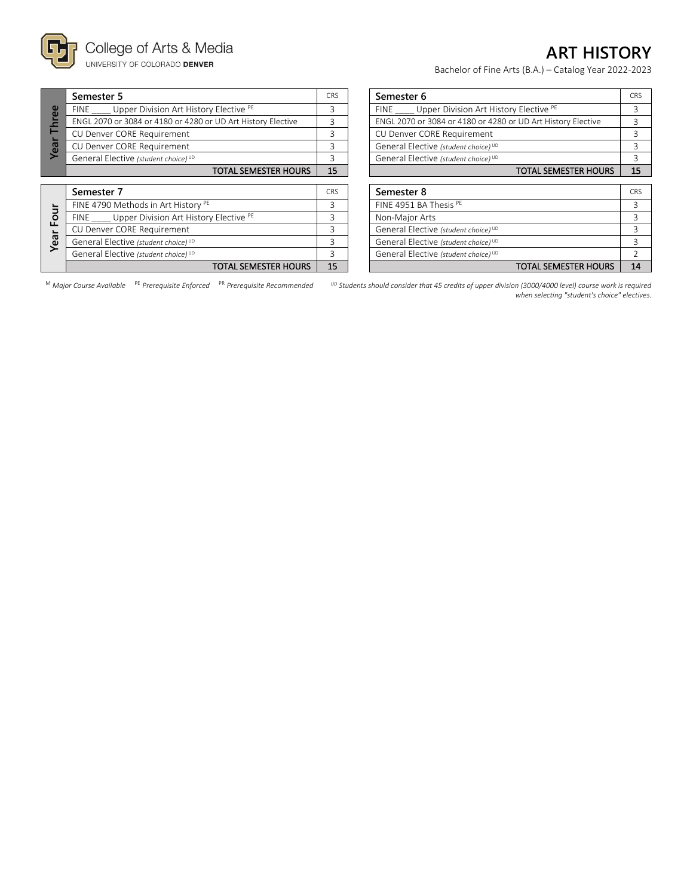College of Arts & Media
UNIVERSITY OF COLORADO DENVER

# ART HISTORY

Bachelor of Fine Arts (B.A.) – Catalog Year 2022-2023

## Year Three

| Semester 5 | CRS |
|---|---|
| FINE ____ Upper Division Art History Elective [PE] | 3 |
| ENGL 2070 or 3084 or 4180 or 4280 or UD Art History Elective | 3 |
| CU Denver CORE Requirement | 3 |
| CU Denver CORE Requirement | 3 |
| General Elective *(student choice)* [UD] | 3 |
| **TOTAL SEMESTER HOURS** | **15** |

| Semester 6 | CRS |
|---|---|
| FINE ____ Upper Division Art History Elective [PE] | 3 |
| ENGL 2070 or 3084 or 4180 or 4280 or UD Art History Elective | 3 |
| CU Denver CORE Requirement | 3 |
| General Elective *(student choice)* [UD] | 3 |
| General Elective *(student choice)* [UD] | 3 |
| **TOTAL SEMESTER HOURS** | **15** |

## Year Four

| Semester 7 | CRS |
|---|---|
| FINE 4790 Methods in Art History [PE] | 3 |
| FINE ____ Upper Division Art History Elective [PE] | 3 |
| CU Denver CORE Requirement | 3 |
| General Elective *(student choice)* [UD] | 3 |
| General Elective *(student choice)* [UD] | 3 |
| **TOTAL SEMESTER HOURS** | **15** |

| Semester 8 | CRS |
|---|---|
| FINE 4951 BA Thesis [PE] | 3 |
| Non-Major Arts | 3 |
| General Elective *(student choice)* [UD] | 3 |
| General Elective *(student choice)* [UD] | 3 |
| General Elective *(student choice)* [UD] | 2 |
| **TOTAL SEMESTER HOURS** | **14** |

[M] *Major Course Available* [PE] *Prerequisite Enforced* [PR] *Prerequisite Recommended*

[UD] *Students should consider that 45 credits of upper division (3000/4000 level) course work is required when selecting "student's choice" electives.*